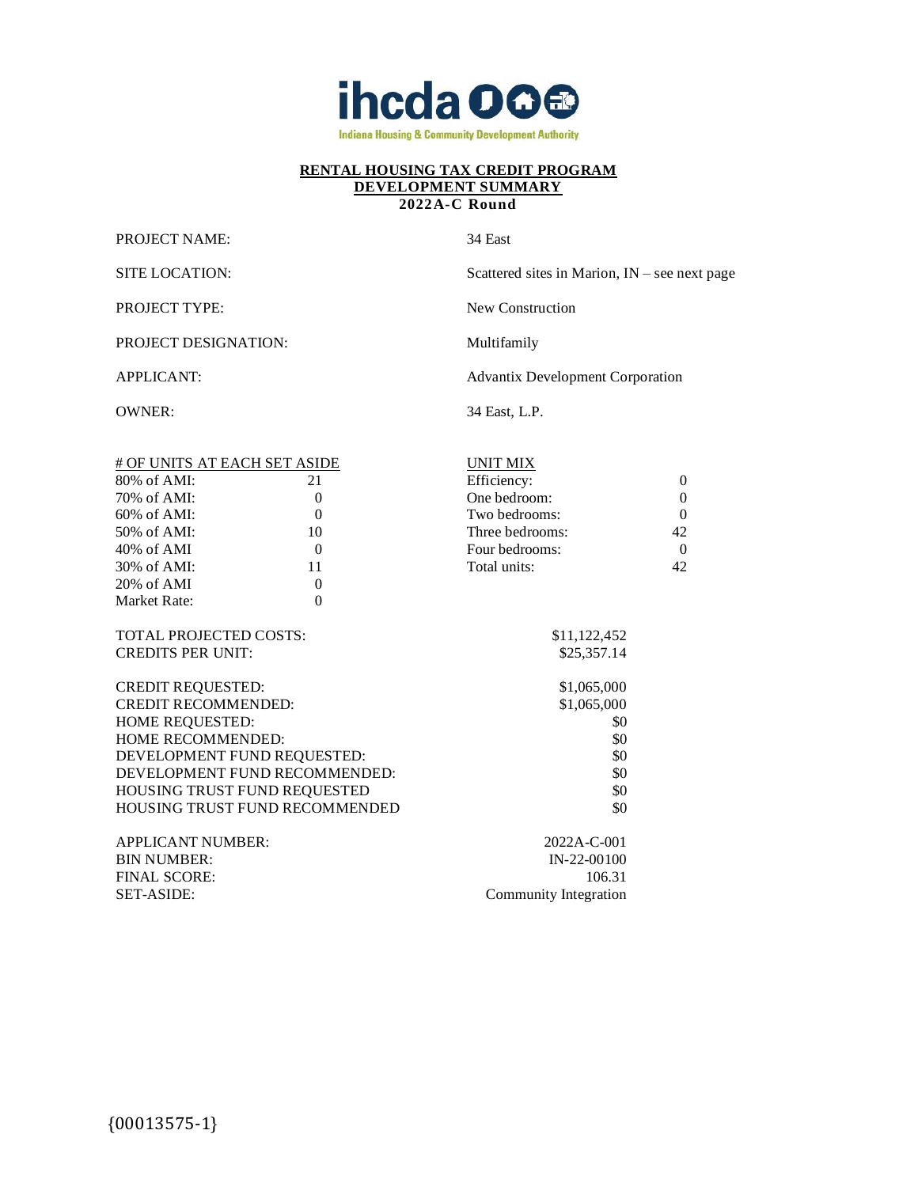ihcda

Indiana Housing & Community Development Authority

# RENTAL HOUSING TAX CREDIT PROGRAM
## DEVELOPMENT SUMMARY
### 2022A-C Round

| | |
|---|---|
| PROJECT NAME: | 34 East |
| SITE LOCATION: | Scattered sites in Marion, IN – see next page |
| PROJECT TYPE: | New Construction |
| PROJECT DESIGNATION: | Multifamily |
| APPLICANT: | Advantix Development Corporation |
| OWNER: | 34 East, L.P. |

| # OF UNITS AT EACH SET ASIDE | | UNIT MIX | |
|---|---|---|---|
| 80% of AMI: | 21 | Efficiency: | 0 |
| 70% of AMI: | 0 | One bedroom: | 0 |
| 60% of AMI: | 0 | Two bedrooms: | 0 |
| 50% of AMI: | 10 | Three bedrooms: | 42 |
| 40% of AMI | 0 | Four bedrooms: | 0 |
| 30% of AMI: | 11 | Total units: | 42 |
| 20% of AMI | 0 | | |
| Market Rate: | 0 | | |

| | |
|---|---|
| TOTAL PROJECTED COSTS: | $11,122,452 |
| CREDITS PER UNIT: | $25,357.14 |
| CREDIT REQUESTED: | $1,065,000 |
| CREDIT RECOMMENDED: | $1,065,000 |
| HOME REQUESTED: | $0 |
| HOME RECOMMENDED: | $0 |
| DEVELOPMENT FUND REQUESTED: | $0 |
| DEVELOPMENT FUND RECOMMENDED: | $0 |
| HOUSING TRUST FUND REQUESTED | $0 |
| HOUSING TRUST FUND RECOMMENDED | $0 |
| APPLICANT NUMBER: | 2022A-C-001 |
| BIN NUMBER: | IN-22-00100 |
| FINAL SCORE: | 106.31 |
| SET-ASIDE: | Community Integration |

{00013575-1}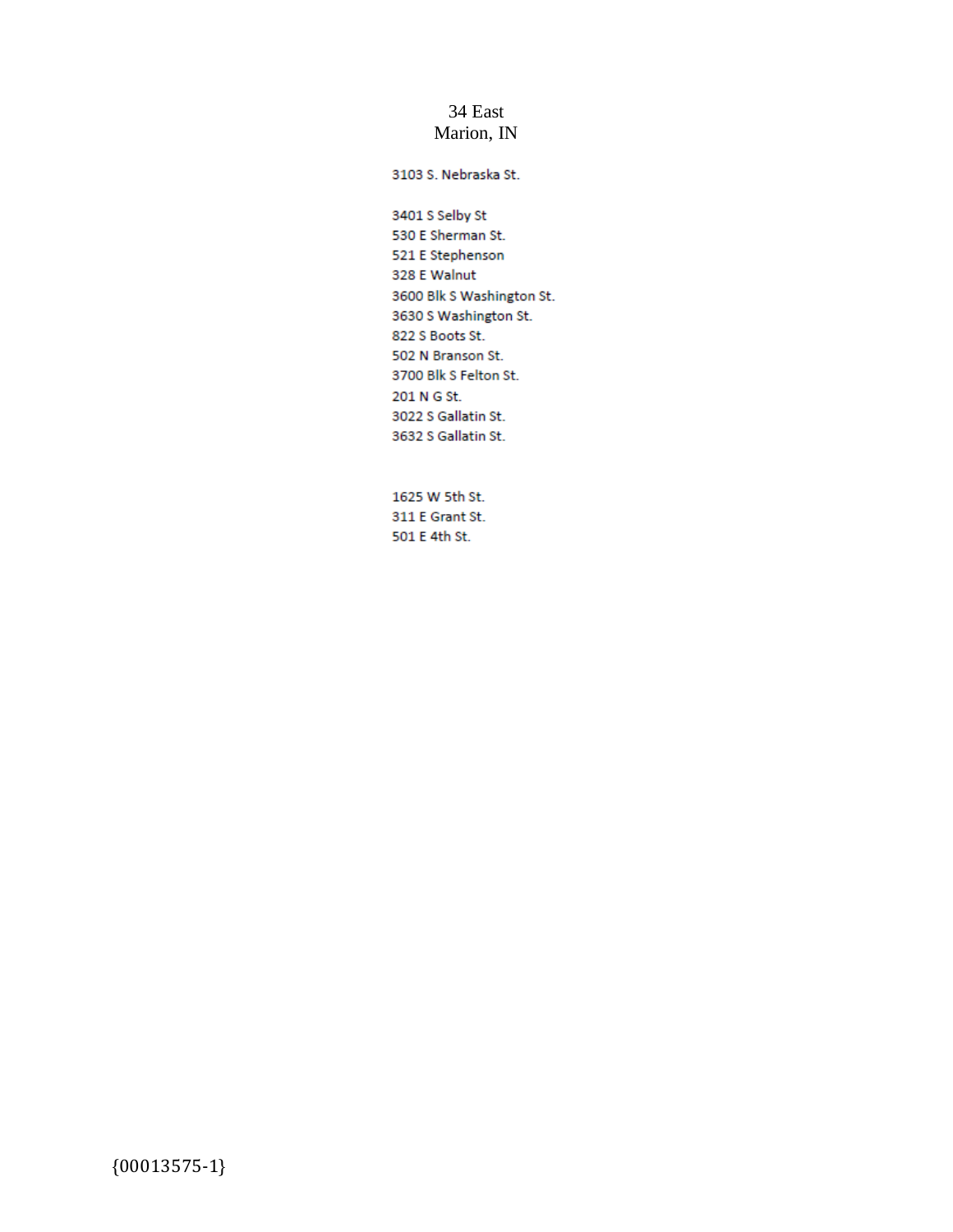34 East
Marion, IN

3103 S. Nebraska St.

3401 S Selby St
530 E Sherman St.
521 E Stephenson
328 E Walnut
3600 Blk S Washington St.
3630 S Washington St.
822 S Boots St.
502 N Branson St.
3700 Blk S Felton St.
201 N G St.
3022 S Gallatin St.
3632 S Gallatin St.

1625 W 5th St.
311 E Grant St.
501 E 4th St.

{00013575-1}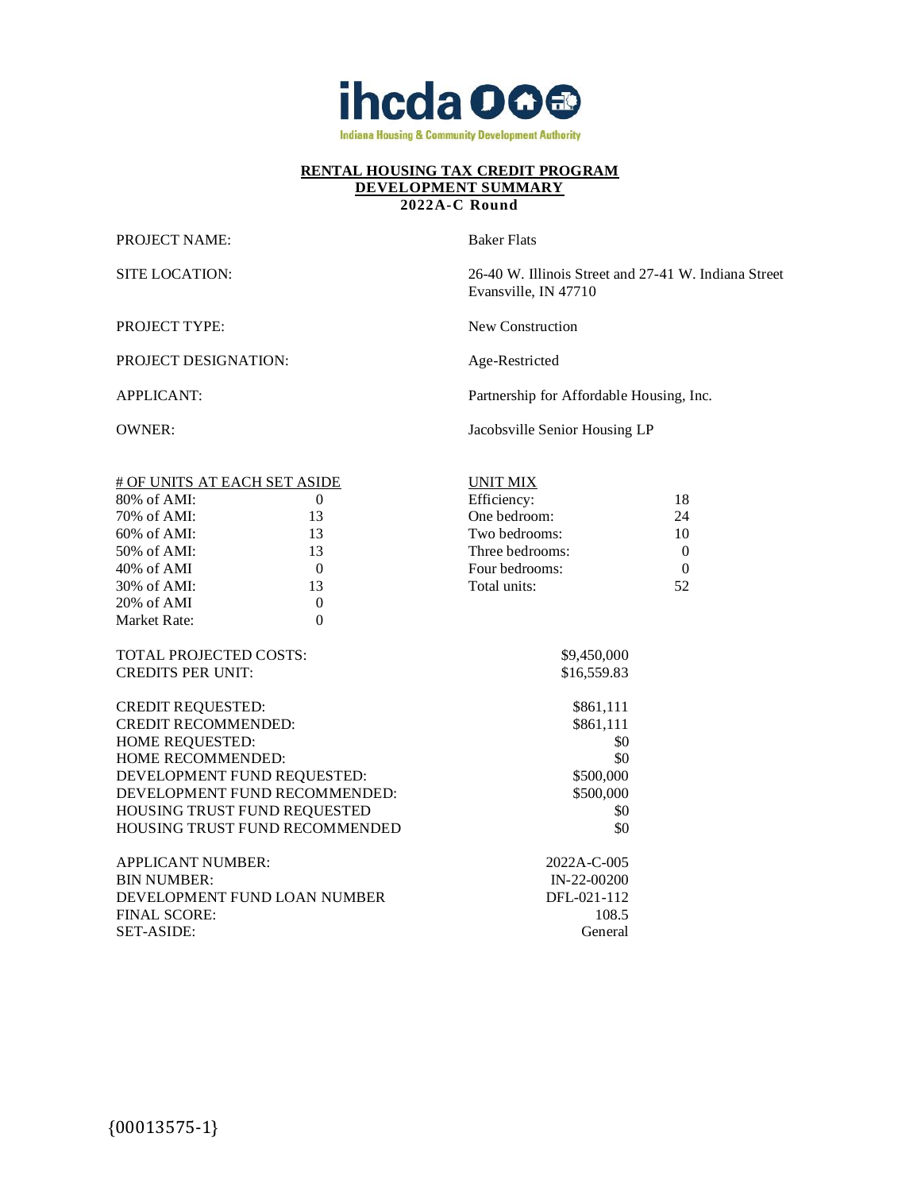ihcda

Indiana Housing & Community Development Authority

# RENTAL HOUSING TAX CREDIT PROGRAM
## DEVELOPMENT SUMMARY
### 2022A-C Round

| | |
|---|---|
| PROJECT NAME: | Baker Flats |
| SITE LOCATION: | 26-40 W. Illinois Street and 27-41 W. Indiana Street Evansville, IN 47710 |
| PROJECT TYPE: | New Construction |
| PROJECT DESIGNATION: | Age-Restricted |
| APPLICANT: | Partnership for Affordable Housing, Inc. |
| OWNER: | Jacobsville Senior Housing LP |

| # OF UNITS AT EACH SET ASIDE | | UNIT MIX | |
|---|---|---|---|
| 80% of AMI: | 0 | Efficiency: | 18 |
| 70% of AMI: | 13 | One bedroom: | 24 |
| 60% of AMI: | 13 | Two bedrooms: | 10 |
| 50% of AMI: | 13 | Three bedrooms: | 0 |
| 40% of AMI | 0 | Four bedrooms: | 0 |
| 30% of AMI: | 13 | Total units: | 52 |
| 20% of AMI | 0 | | |
| Market Rate: | 0 | | |

| | |
|---|---|
| TOTAL PROJECTED COSTS: | $9,450,000 |
| CREDITS PER UNIT: | $16,559.83 |
| CREDIT REQUESTED: | $861,111 |
| CREDIT RECOMMENDED: | $861,111 |
| HOME REQUESTED: | $0 |
| HOME RECOMMENDED: | $0 |
| DEVELOPMENT FUND REQUESTED: | $500,000 |
| DEVELOPMENT FUND RECOMMENDED: | $500,000 |
| HOUSING TRUST FUND REQUESTED | $0 |
| HOUSING TRUST FUND RECOMMENDED | $0 |
| APPLICANT NUMBER: | 2022A-C-005 |
| BIN NUMBER: | IN-22-00200 |
| DEVELOPMENT FUND LOAN NUMBER | DFL-021-112 |
| FINAL SCORE: | 108.5 |
| SET-ASIDE: | General |

{00013575-1}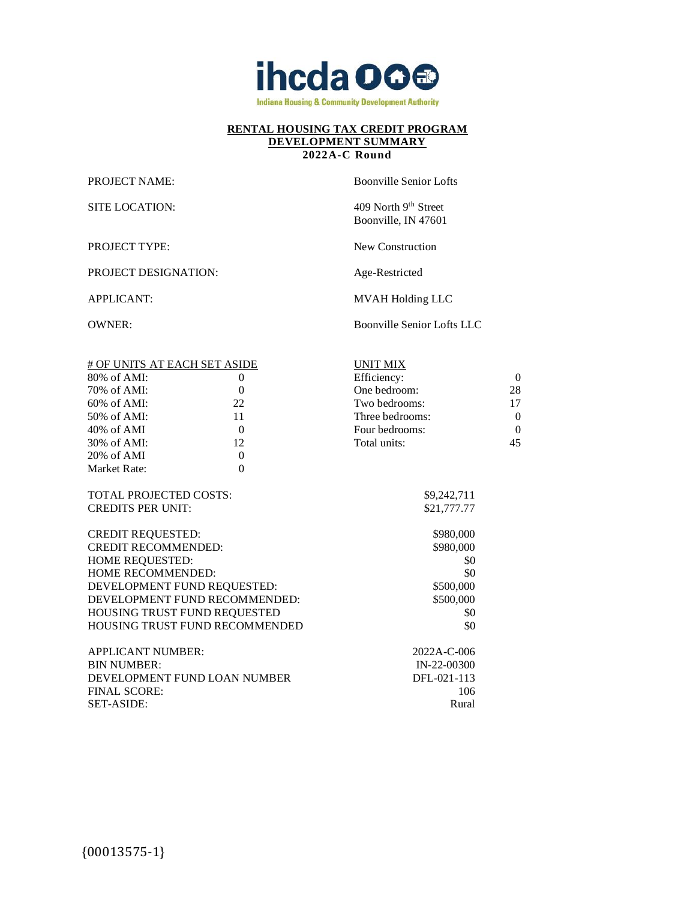ihcda

Indiana Housing & Community Development Authority

**RENTAL HOUSING TAX CREDIT PROGRAM**
**DEVELOPMENT SUMMARY**
**2022A-C Round**

| | |
|---|---|
| PROJECT NAME: | Boonville Senior Lofts |
| SITE LOCATION: | 409 North 9th Street<br>Boonville, IN 47601 |
| PROJECT TYPE: | New Construction |
| PROJECT DESIGNATION: | Age-Restricted |
| APPLICANT: | MVAH Holding LLC |
| OWNER: | Boonville Senior Lofts LLC |

| # OF UNITS AT EACH SET ASIDE | | UNIT MIX | |
|---|---|---|---|
| 80% of AMI: | 0 | Efficiency: | 0 |
| 70% of AMI: | 0 | One bedroom: | 28 |
| 60% of AMI: | 22 | Two bedrooms: | 17 |
| 50% of AMI: | 11 | Three bedrooms: | 0 |
| 40% of AMI | 0 | Four bedrooms: | 0 |
| 30% of AMI: | 12 | Total units: | 45 |
| 20% of AMI | 0 | | |
| Market Rate: | 0 | | |

| | |
|---|---|
| TOTAL PROJECTED COSTS: | $9,242,711 |
| CREDITS PER UNIT: | $21,777.77 |
| CREDIT REQUESTED: | $980,000 |
| CREDIT RECOMMENDED: | $980,000 |
| HOME REQUESTED: | $0 |
| HOME RECOMMENDED: | $0 |
| DEVELOPMENT FUND REQUESTED: | $500,000 |
| DEVELOPMENT FUND RECOMMENDED: | $500,000 |
| HOUSING TRUST FUND REQUESTED | $0 |
| HOUSING TRUST FUND RECOMMENDED | $0 |
| APPLICANT NUMBER: | 2022A-C-006 |
| BIN NUMBER: | IN-22-00300 |
| DEVELOPMENT FUND LOAN NUMBER | DFL-021-113 |
| FINAL SCORE: | 106 |
| SET-ASIDE: | Rural |

{00013575-1}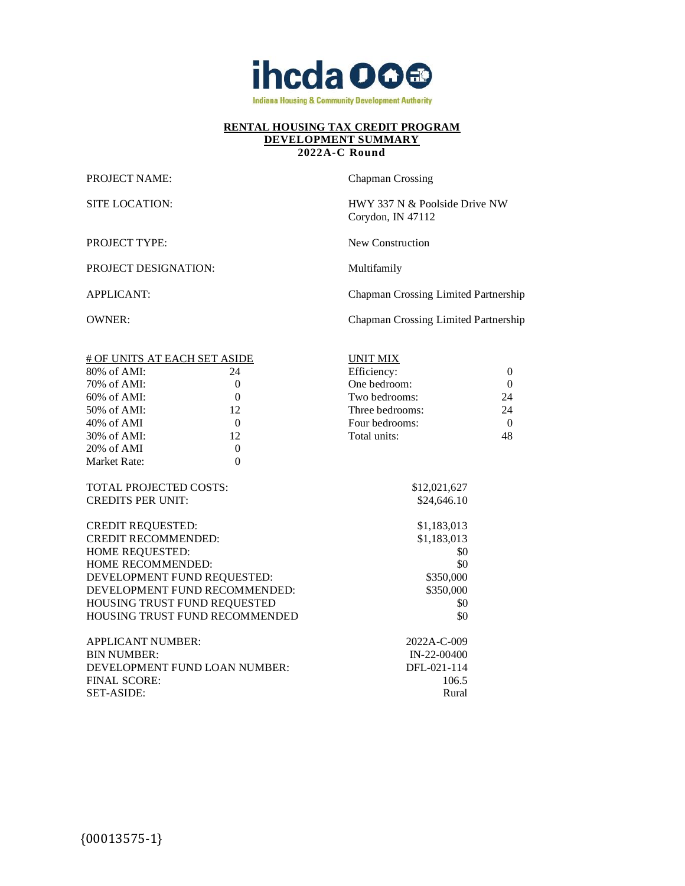**ihcda**

Indiana Housing & Community Development Authority

## RENTAL HOUSING TAX CREDIT PROGRAM
## DEVELOPMENT SUMMARY
### 2022A-C Round

| | |
|---|---|
| PROJECT NAME: | Chapman Crossing |
| SITE LOCATION: | HWY 337 N & Poolside Drive NW<br>Corydon, IN 47112 |
| PROJECT TYPE: | New Construction |
| PROJECT DESIGNATION: | Multifamily |
| APPLICANT: | Chapman Crossing Limited Partnership |
| OWNER: | Chapman Crossing Limited Partnership |

| # OF UNITS AT EACH SET ASIDE | | UNIT MIX | |
|---|---|---|---|
| 80% of AMI: | 24 | Efficiency: | 0 |
| 70% of AMI: | 0 | One bedroom: | 0 |
| 60% of AMI: | 0 | Two bedrooms: | 24 |
| 50% of AMI: | 12 | Three bedrooms: | 24 |
| 40% of AMI | 0 | Four bedrooms: | 0 |
| 30% of AMI: | 12 | Total units: | 48 |
| 20% of AMI | 0 | | |
| Market Rate: | 0 | | |

| | |
|---|---|
| TOTAL PROJECTED COSTS: | $12,021,627 |
| CREDITS PER UNIT: | $24,646.10 |
| CREDIT REQUESTED: | $1,183,013 |
| CREDIT RECOMMENDED: | $1,183,013 |
| HOME REQUESTED: | $0 |
| HOME RECOMMENDED: | $0 |
| DEVELOPMENT FUND REQUESTED: | $350,000 |
| DEVELOPMENT FUND RECOMMENDED: | $350,000 |
| HOUSING TRUST FUND REQUESTED | $0 |
| HOUSING TRUST FUND RECOMMENDED | $0 |
| APPLICANT NUMBER: | 2022A-C-009 |
| BIN NUMBER: | IN-22-00400 |
| DEVELOPMENT FUND LOAN NUMBER: | DFL-021-114 |
| FINAL SCORE: | 106.5 |
| SET-ASIDE: | Rural |

{00013575-1}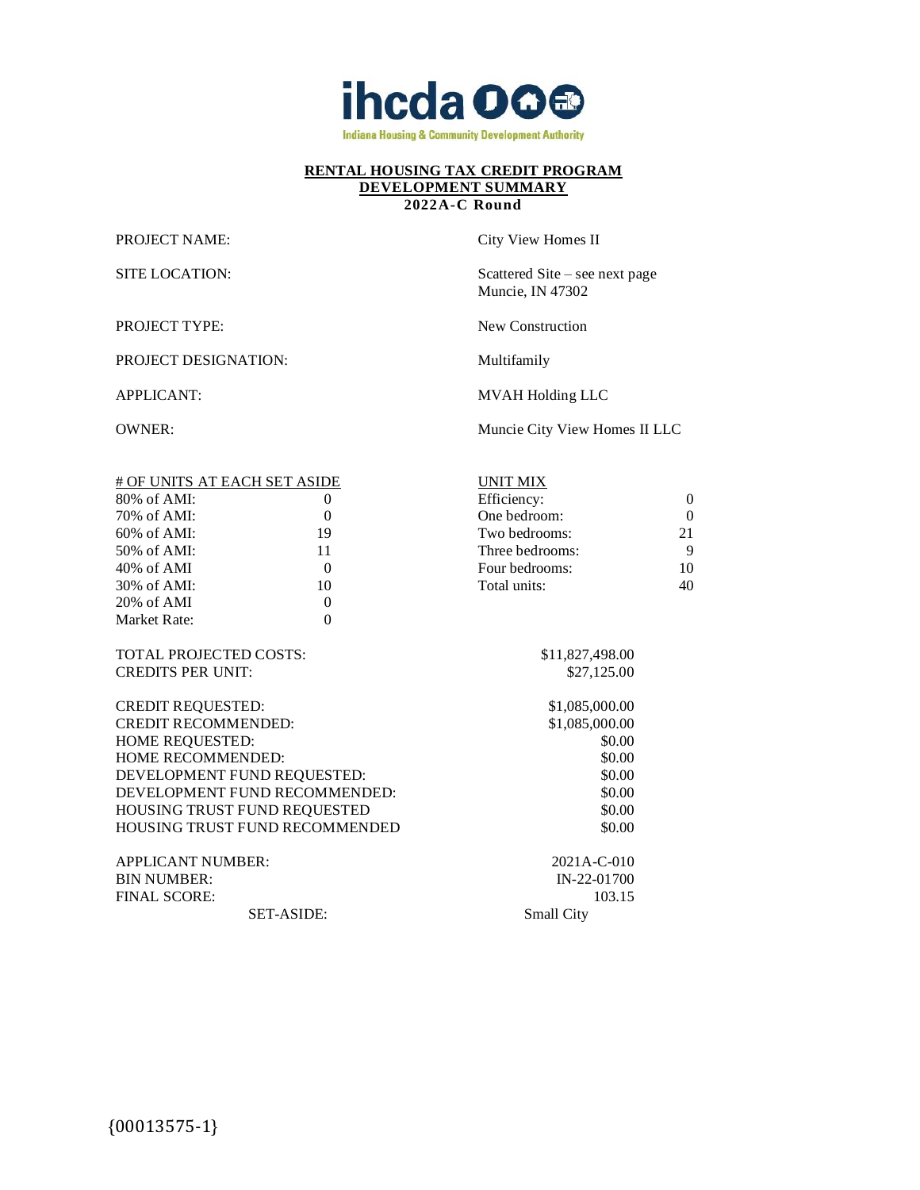ihcda

Indiana Housing & Community Development Authority

**RENTAL HOUSING TAX CREDIT PROGRAM**
**DEVELOPMENT SUMMARY**
**2022A-C Round**

| | |
|---|---|
| PROJECT NAME: | City View Homes II |
| SITE LOCATION: | Scattered Site – see next page<br>Muncie, IN 47302 |
| PROJECT TYPE: | New Construction |
| PROJECT DESIGNATION: | Multifamily |
| APPLICANT: | MVAH Holding LLC |
| OWNER: | Muncie City View Homes II LLC |

| # OF UNITS AT EACH SET ASIDE | | UNIT MIX | |
|---|---|---|---|
| 80% of AMI: | 0 | Efficiency: | 0 |
| 70% of AMI: | 0 | One bedroom: | 0 |
| 60% of AMI: | 19 | Two bedrooms: | 21 |
| 50% of AMI: | 11 | Three bedrooms: | 9 |
| 40% of AMI | 0 | Four bedrooms: | 10 |
| 30% of AMI: | 10 | Total units: | 40 |
| 20% of AMI | 0 | | |
| Market Rate: | 0 | | |

| | |
|---|---|
| TOTAL PROJECTED COSTS: | $11,827,498.00 |
| CREDITS PER UNIT: | $27,125.00 |
| CREDIT REQUESTED: | $1,085,000.00 |
| CREDIT RECOMMENDED: | $1,085,000.00 |
| HOME REQUESTED: | $0.00 |
| HOME RECOMMENDED: | $0.00 |
| DEVELOPMENT FUND REQUESTED: | $0.00 |
| DEVELOPMENT FUND RECOMMENDED: | $0.00 |
| HOUSING TRUST FUND REQUESTED | $0.00 |
| HOUSING TRUST FUND RECOMMENDED | $0.00 |
| APPLICANT NUMBER: | 2021A-C-010 |
| BIN NUMBER: | IN-22-01700 |
| FINAL SCORE: | 103.15 |
| SET-ASIDE: | Small City |

{00013575-1}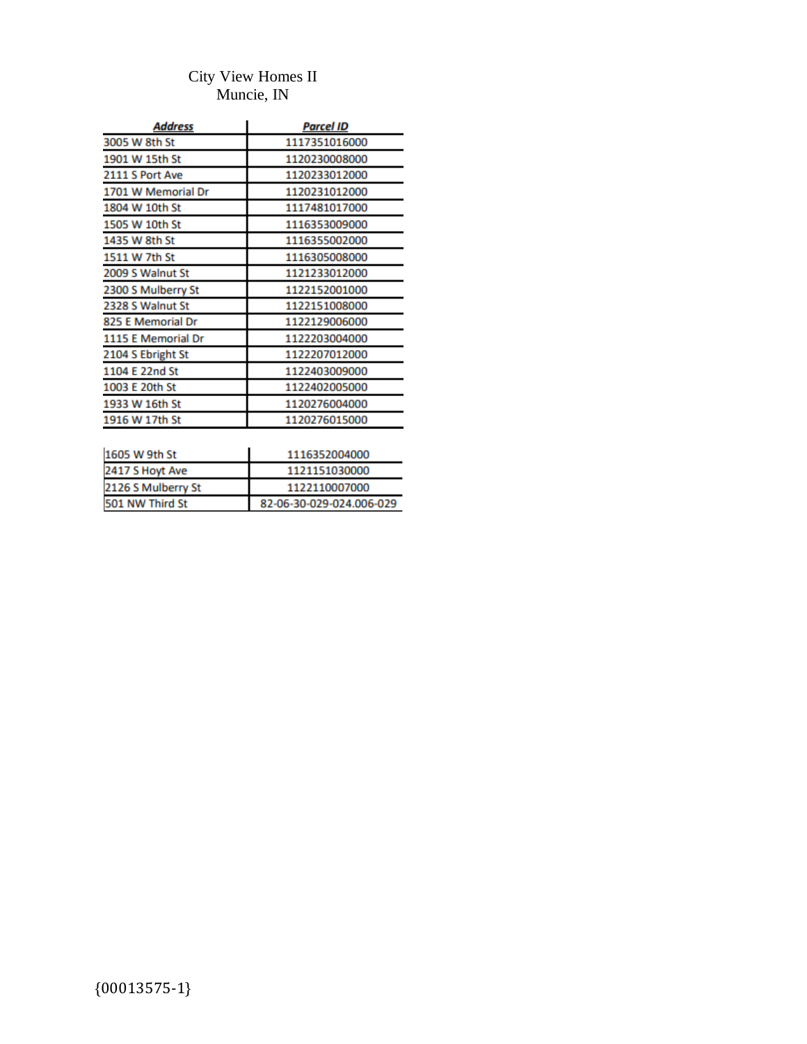City View Homes II
Muncie, IN

| ***Address*** | ***Parcel ID*** |
|---|---|
| 3005 W 8th St | 1117351016000 |
| 1901 W 15th St | 1120230008000 |
| 2111 S Port Ave | 1120233012000 |
| 1701 W Memorial Dr | 1120231012000 |
| 1804 W 10th St | 1117481017000 |
| 1505 W 10th St | 1116353009000 |
| 1435 W 8th St | 1116355002000 |
| 1511 W 7th St | 1116305008000 |
| 2009 S Walnut St | 1121233012000 |
| 2300 S Mulberry St | 1122152001000 |
| 2328 S Walnut St | 1122151008000 |
| 825 E Memorial Dr | 1122129006000 |
| 1115 E Memorial Dr | 1122203004000 |
| 2104 S Ebright St | 1122207012000 |
| 1104 E 22nd St | 1122403009000 |
| 1003 E 20th St | 1122402005000 |
| 1933 W 16th St | 1120276004000 |
| 1916 W 17th St | 1120276015000 |

| | |
|---|---|
| 1605 W 9th St | 1116352004000 |
| 2417 S Hoyt Ave | 1121151030000 |
| 2126 S Mulberry St | 1122110007000 |
| 501 NW Third St | 82-06-30-029-024.006-029 |

{00013575-1}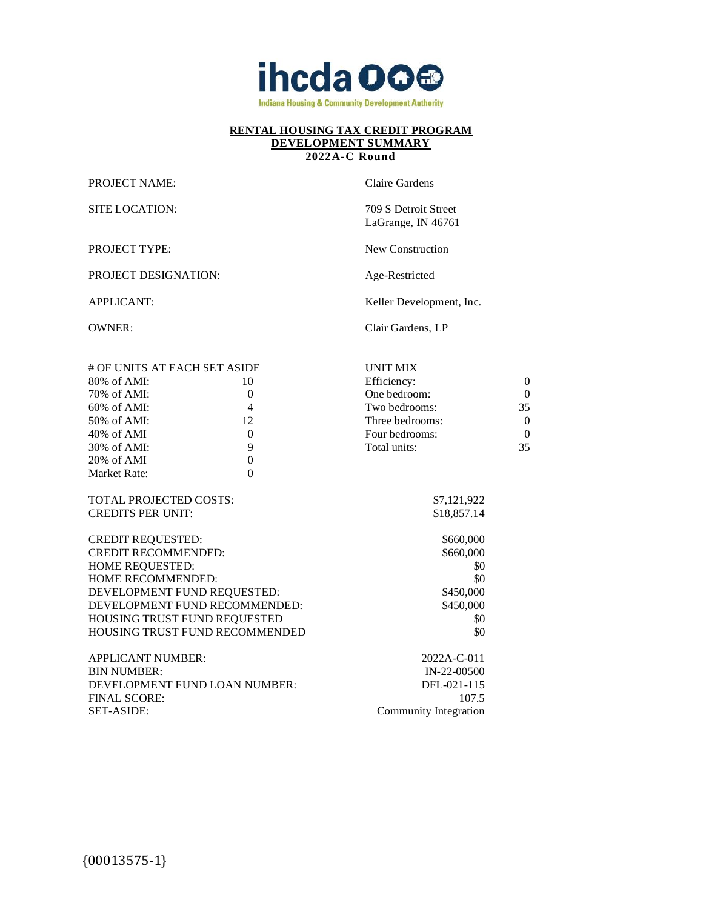**RENTAL HOUSING TAX CREDIT PROGRAM**
**DEVELOPMENT SUMMARY**
**2022A-C Round**

| | |
|---|---|
| PROJECT NAME: | Claire Gardens |
| SITE LOCATION: | 709 S Detroit Street<br>LaGrange, IN 46761 |
| PROJECT TYPE: | New Construction |
| PROJECT DESIGNATION: | Age-Restricted |
| APPLICANT: | Keller Development, Inc. |
| OWNER: | Clair Gardens, LP |

| # OF UNITS AT EACH SET ASIDE | | UNIT MIX | |
|---|---|---|---|
| 80% of AMI: | 10 | Efficiency: | 0 |
| 70% of AMI: | 0 | One bedroom: | 0 |
| 60% of AMI: | 4 | Two bedrooms: | 35 |
| 50% of AMI: | 12 | Three bedrooms: | 0 |
| 40% of AMI | 0 | Four bedrooms: | 0 |
| 30% of AMI: | 9 | Total units: | 35 |
| 20% of AMI | 0 | | |
| Market Rate: | 0 | | |

| | |
|---|---|
| TOTAL PROJECTED COSTS: | $7,121,922 |
| CREDITS PER UNIT: | $18,857.14 |
| CREDIT REQUESTED: | $660,000 |
| CREDIT RECOMMENDED: | $660,000 |
| HOME REQUESTED: | $0 |
| HOME RECOMMENDED: | $0 |
| DEVELOPMENT FUND REQUESTED: | $450,000 |
| DEVELOPMENT FUND RECOMMENDED: | $450,000 |
| HOUSING TRUST FUND REQUESTED | $0 |
| HOUSING TRUST FUND RECOMMENDED | $0 |
| APPLICANT NUMBER: | 2022A-C-011 |
| BIN NUMBER: | IN-22-00500 |
| DEVELOPMENT FUND LOAN NUMBER: | DFL-021-115 |
| FINAL SCORE: | 107.5 |
| SET-ASIDE: | Community Integration |

{00013575-1}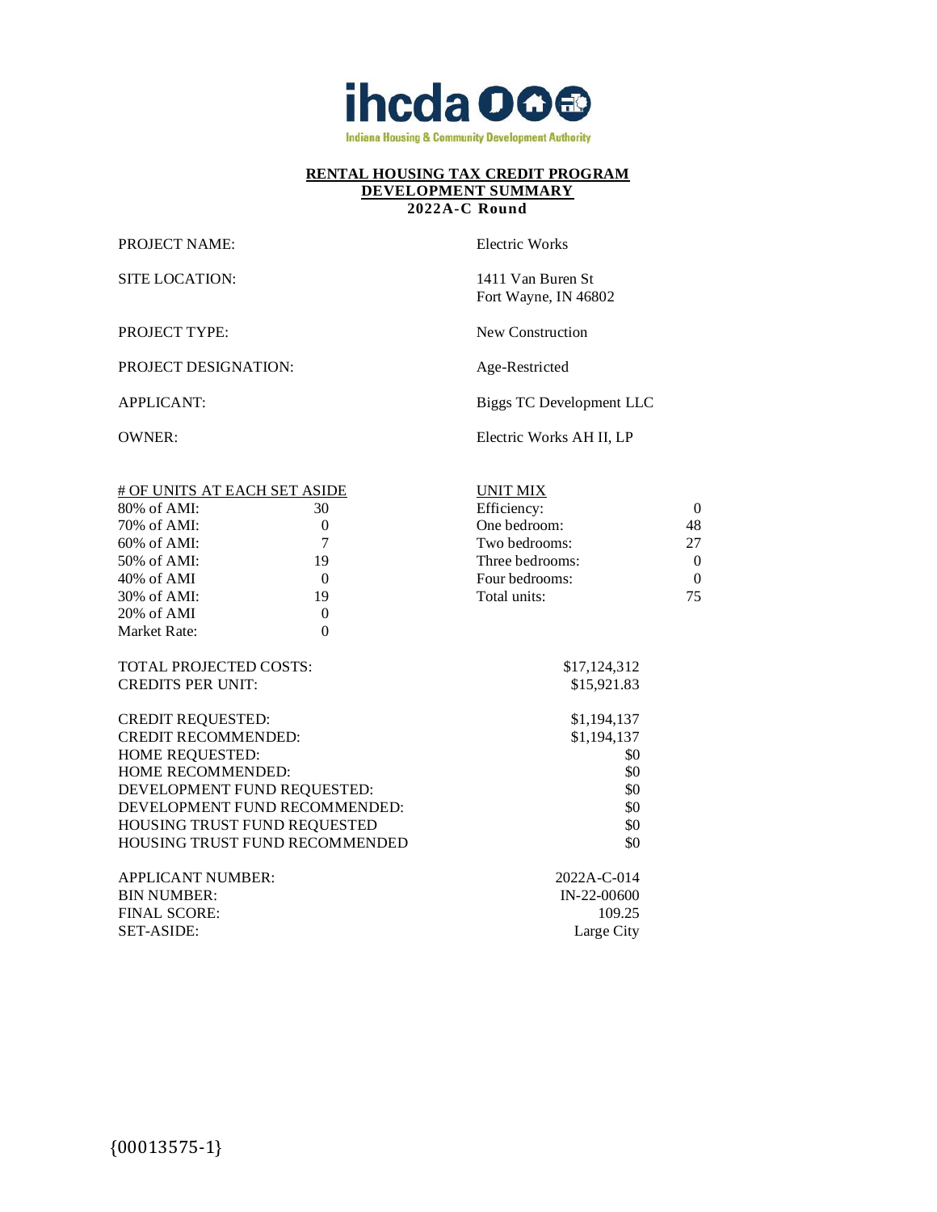ihcda

Indiana Housing & Community Development Authority

**RENTAL HOUSING TAX CREDIT PROGRAM**
**DEVELOPMENT SUMMARY**
**2022A-C Round**

| | |
|---|---|
| PROJECT NAME: | Electric Works |
| SITE LOCATION: | 1411 Van Buren St<br>Fort Wayne, IN 46802 |
| PROJECT TYPE: | New Construction |
| PROJECT DESIGNATION: | Age-Restricted |
| APPLICANT: | Biggs TC Development LLC |
| OWNER: | Electric Works AH II, LP |

| # OF UNITS AT EACH SET ASIDE | | UNIT MIX | |
|---|---|---|---|
| 80% of AMI: | 30 | Efficiency: | 0 |
| 70% of AMI: | 0 | One bedroom: | 48 |
| 60% of AMI: | 7 | Two bedrooms: | 27 |
| 50% of AMI: | 19 | Three bedrooms: | 0 |
| 40% of AMI | 0 | Four bedrooms: | 0 |
| 30% of AMI: | 19 | Total units: | 75 |
| 20% of AMI | 0 | | |
| Market Rate: | 0 | | |

| | |
|---|---|
| TOTAL PROJECTED COSTS: | $17,124,312 |
| CREDITS PER UNIT: | $15,921.83 |
| | |
| CREDIT REQUESTED: | $1,194,137 |
| CREDIT RECOMMENDED: | $1,194,137 |
| HOME REQUESTED: | $0 |
| HOME RECOMMENDED: | $0 |
| DEVELOPMENT FUND REQUESTED: | $0 |
| DEVELOPMENT FUND RECOMMENDED: | $0 |
| HOUSING TRUST FUND REQUESTED | $0 |
| HOUSING TRUST FUND RECOMMENDED | $0 |
| | |
| APPLICANT NUMBER: | 2022A-C-014 |
| BIN NUMBER: | IN-22-00600 |
| FINAL SCORE: | 109.25 |
| SET-ASIDE: | Large City |

{00013575-1}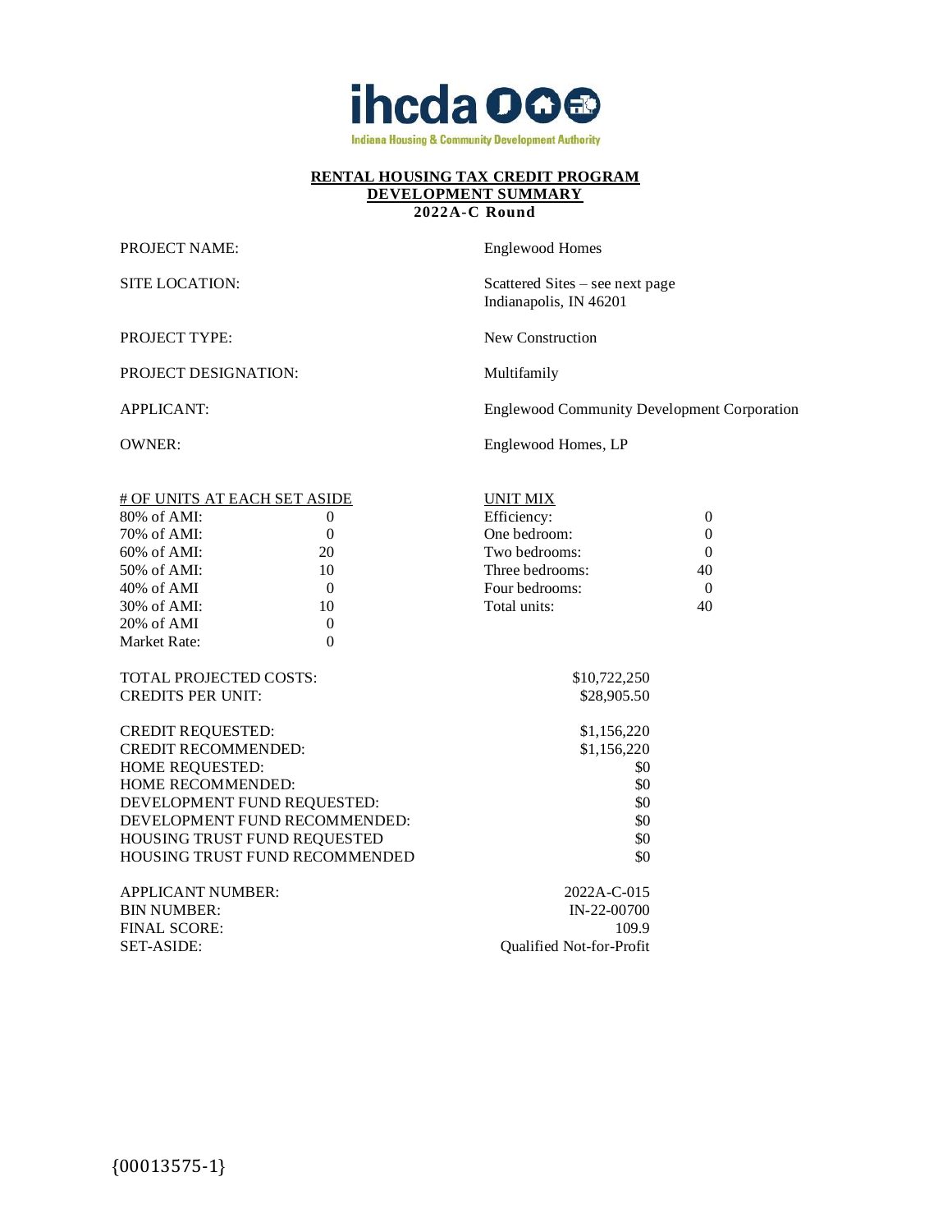ihcda

Indiana Housing & Community Development Authority

**RENTAL HOUSING TAX CREDIT PROGRAM**
**DEVELOPMENT SUMMARY**
**2022A-C Round**

| | |
|---|---|
| PROJECT NAME: | Englewood Homes |
| SITE LOCATION: | Scattered Sites – see next page<br>Indianapolis, IN 46201 |
| PROJECT TYPE: | New Construction |
| PROJECT DESIGNATION: | Multifamily |
| APPLICANT: | Englewood Community Development Corporation |
| OWNER: | Englewood Homes, LP |

| # OF UNITS AT EACH SET ASIDE | | UNIT MIX | |
|---|---|---|---|
| 80% of AMI: | 0 | Efficiency: | 0 |
| 70% of AMI: | 0 | One bedroom: | 0 |
| 60% of AMI: | 20 | Two bedrooms: | 0 |
| 50% of AMI: | 10 | Three bedrooms: | 40 |
| 40% of AMI | 0 | Four bedrooms: | 0 |
| 30% of AMI: | 10 | Total units: | 40 |
| 20% of AMI | 0 | | |
| Market Rate: | 0 | | |

| | |
|---|---|
| TOTAL PROJECTED COSTS: | $10,722,250 |
| CREDITS PER UNIT: | $28,905.50 |
| CREDIT REQUESTED: | $1,156,220 |
| CREDIT RECOMMENDED: | $1,156,220 |
| HOME REQUESTED: | $0 |
| HOME RECOMMENDED: | $0 |
| DEVELOPMENT FUND REQUESTED: | $0 |
| DEVELOPMENT FUND RECOMMENDED: | $0 |
| HOUSING TRUST FUND REQUESTED | $0 |
| HOUSING TRUST FUND RECOMMENDED | $0 |
| APPLICANT NUMBER: | 2022A-C-015 |
| BIN NUMBER: | IN-22-00700 |
| FINAL SCORE: | 109.9 |
| SET-ASIDE: | Qualified Not-for-Profit |

{00013575-1}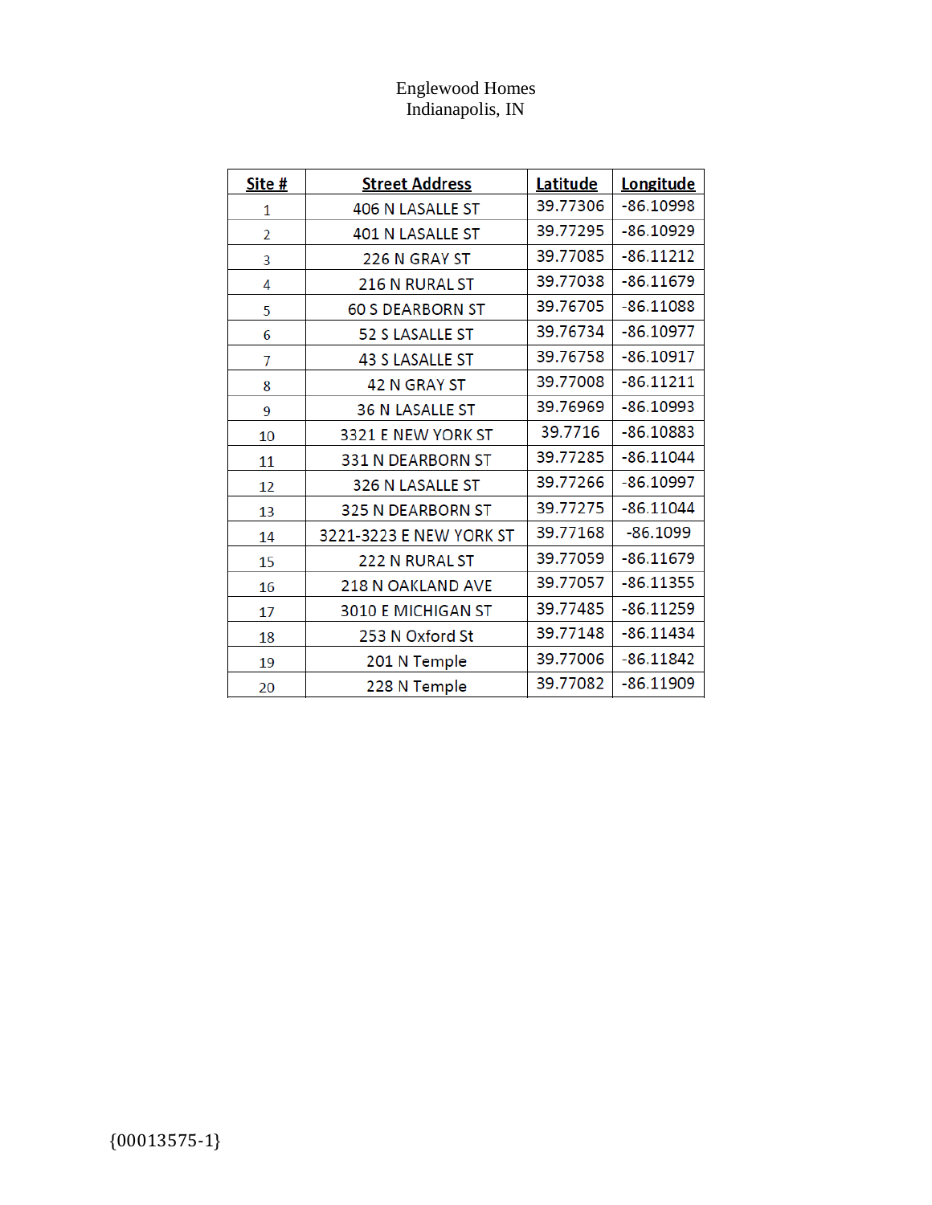Englewood Homes
Indianapolis, IN

| Site # | Street Address | Latitude | Longitude |
|---|---|---|---|
| 1 | 406 N LASALLE ST | 39.77306 | -86.10998 |
| 2 | 401 N LASALLE ST | 39.77295 | -86.10929 |
| 3 | 226 N GRAY ST | 39.77085 | -86.11212 |
| 4 | 216 N RURAL ST | 39.77038 | -86.11679 |
| 5 | 60 S DEARBORN ST | 39.76705 | -86.11088 |
| 6 | 52 S LASALLE ST | 39.76734 | -86.10977 |
| 7 | 43 S LASALLE ST | 39.76758 | -86.10917 |
| 8 | 42 N GRAY ST | 39.77008 | -86.11211 |
| 9 | 36 N LASALLE ST | 39.76969 | -86.10993 |
| 10 | 3321 E NEW YORK ST | 39.7716 | -86.10883 |
| 11 | 331 N DEARBORN ST | 39.77285 | -86.11044 |
| 12 | 326 N LASALLE ST | 39.77266 | -86.10997 |
| 13 | 325 N DEARBORN ST | 39.77275 | -86.11044 |
| 14 | 3221-3223 E NEW YORK ST | 39.77168 | -86.1099 |
| 15 | 222 N RURAL ST | 39.77059 | -86.11679 |
| 16 | 218 N OAKLAND AVE | 39.77057 | -86.11355 |
| 17 | 3010 E MICHIGAN ST | 39.77485 | -86.11259 |
| 18 | 253 N Oxford St | 39.77148 | -86.11434 |
| 19 | 201 N Temple | 39.77006 | -86.11842 |
| 20 | 228 N Temple | 39.77082 | -86.11909 |

{00013575-1}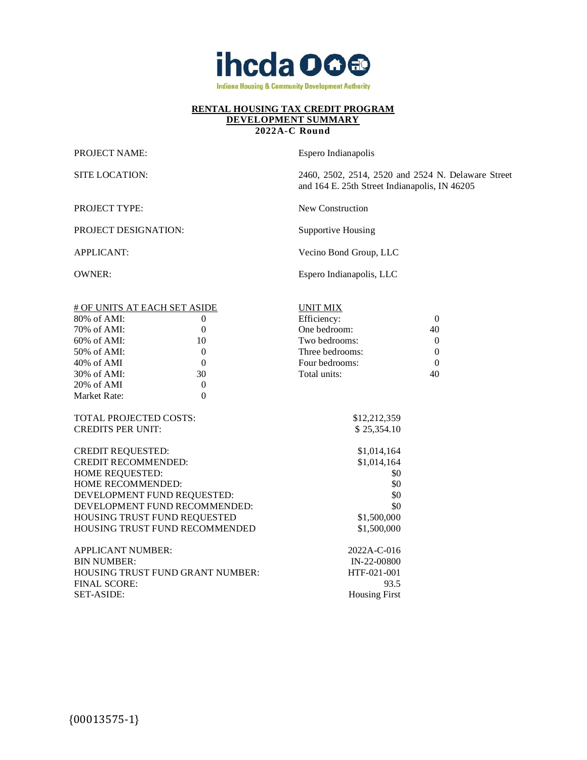**ihcda**

Indiana Housing & Community Development Authority

# RENTAL HOUSING TAX CREDIT PROGRAM
## DEVELOPMENT SUMMARY
### 2022A-C Round

| | |
|---|---|
| PROJECT NAME: | Espero Indianapolis |
| SITE LOCATION: | 2460, 2502, 2514, 2520 and 2524 N. Delaware Street and 164 E. 25th Street Indianapolis, IN 46205 |
| PROJECT TYPE: | New Construction |
| PROJECT DESIGNATION: | Supportive Housing |
| APPLICANT: | Vecino Bond Group, LLC |
| OWNER: | Espero Indianapolis, LLC |

| # OF UNITS AT EACH SET ASIDE | | UNIT MIX | |
|---|---|---|---|
| 80% of AMI: | 0 | Efficiency: | 0 |
| 70% of AMI: | 0 | One bedroom: | 40 |
| 60% of AMI: | 10 | Two bedrooms: | 0 |
| 50% of AMI: | 0 | Three bedrooms: | 0 |
| 40% of AMI | 0 | Four bedrooms: | 0 |
| 30% of AMI: | 30 | Total units: | 40 |
| 20% of AMI | 0 | | |
| Market Rate: | 0 | | |

| | |
|---|---|
| TOTAL PROJECTED COSTS: | $12,212,359 |
| CREDITS PER UNIT: | $ 25,354.10 |
| CREDIT REQUESTED: | $1,014,164 |
| CREDIT RECOMMENDED: | $1,014,164 |
| HOME REQUESTED: | $0 |
| HOME RECOMMENDED: | $0 |
| DEVELOPMENT FUND REQUESTED: | $0 |
| DEVELOPMENT FUND RECOMMENDED: | $0 |
| HOUSING TRUST FUND REQUESTED | $1,500,000 |
| HOUSING TRUST FUND RECOMMENDED | $1,500,000 |
| APPLICANT NUMBER: | 2022A-C-016 |
| BIN NUMBER: | IN-22-00800 |
| HOUSING TRUST FUND GRANT NUMBER: | HTF-021-001 |
| FINAL SCORE: | 93.5 |
| SET-ASIDE: | Housing First |

{00013575-1}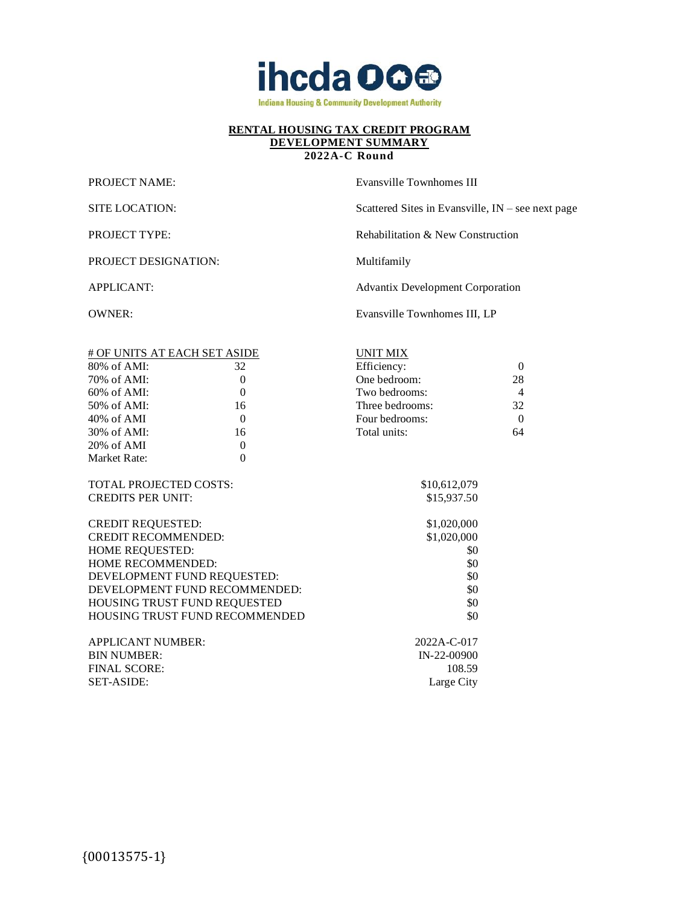ihcda
Indiana Housing & Community Development Authority

# RENTAL HOUSING TAX CREDIT PROGRAM
## DEVELOPMENT SUMMARY
### 2022A-C Round

| | |
|---|---|
| PROJECT NAME: | Evansville Townhomes III |
| SITE LOCATION: | Scattered Sites in Evansville, IN – see next page |
| PROJECT TYPE: | Rehabilitation & New Construction |
| PROJECT DESIGNATION: | Multifamily |
| APPLICANT: | Advantix Development Corporation |
| OWNER: | Evansville Townhomes III, LP |

| # OF UNITS AT EACH SET ASIDE | | UNIT MIX | |
|---|---|---|---|
| 80% of AMI: | 32 | Efficiency: | 0 |
| 70% of AMI: | 0 | One bedroom: | 28 |
| 60% of AMI: | 0 | Two bedrooms: | 4 |
| 50% of AMI: | 16 | Three bedrooms: | 32 |
| 40% of AMI | 0 | Four bedrooms: | 0 |
| 30% of AMI: | 16 | Total units: | 64 |
| 20% of AMI | 0 | | |
| Market Rate: | 0 | | |

| | |
|---|---|
| TOTAL PROJECTED COSTS: | $10,612,079 |
| CREDITS PER UNIT: | $15,937.50 |
| CREDIT REQUESTED: | $1,020,000 |
| CREDIT RECOMMENDED: | $1,020,000 |
| HOME REQUESTED: | $0 |
| HOME RECOMMENDED: | $0 |
| DEVELOPMENT FUND REQUESTED: | $0 |
| DEVELOPMENT FUND RECOMMENDED: | $0 |
| HOUSING TRUST FUND REQUESTED | $0 |
| HOUSING TRUST FUND RECOMMENDED | $0 |
| APPLICANT NUMBER: | 2022A-C-017 |
| BIN NUMBER: | IN-22-00900 |
| FINAL SCORE: | 108.59 |
| SET-ASIDE: | Large City |

{00013575-1}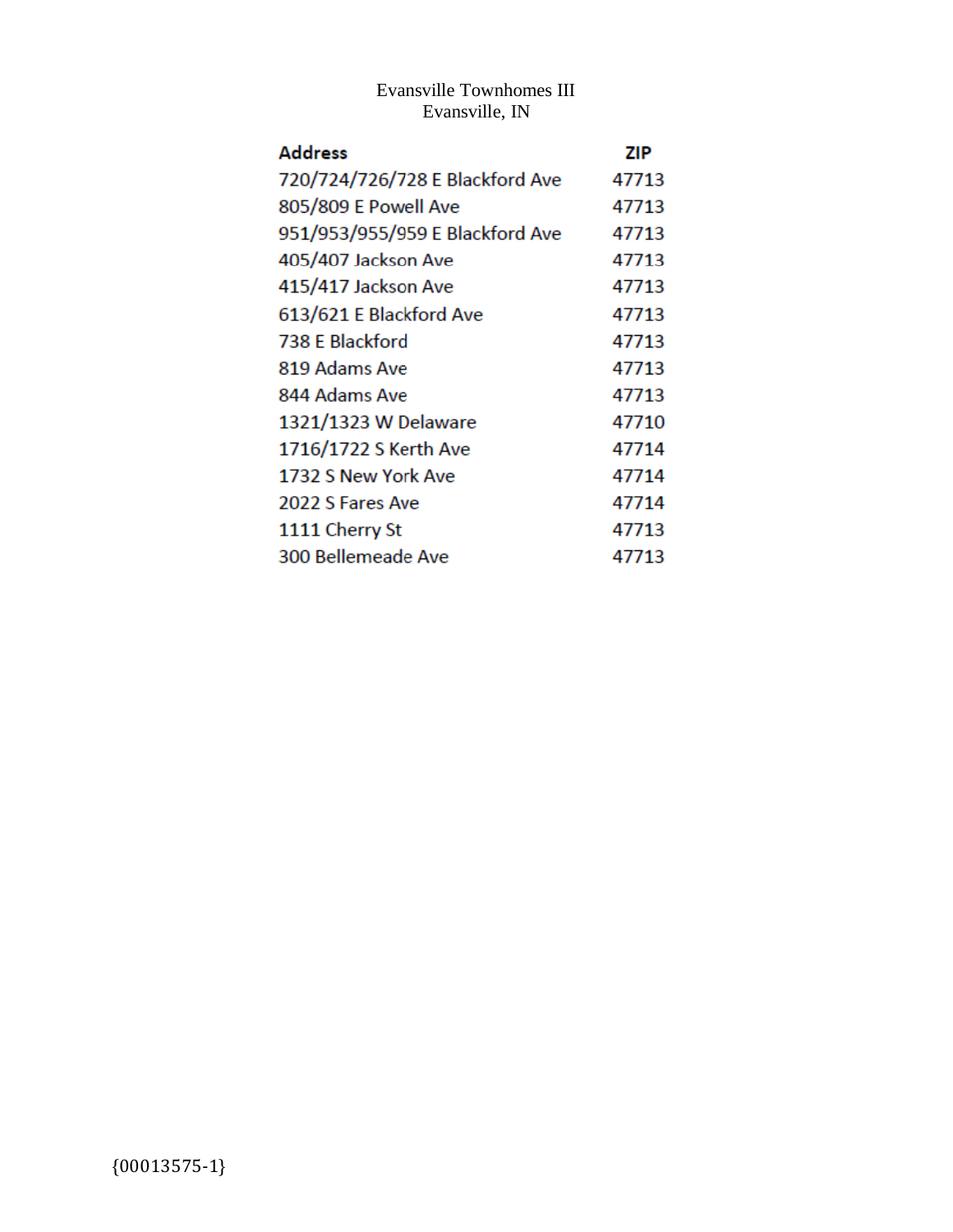Evansville Townhomes III
Evansville, IN

| Address | ZIP |
| --- | --- |
| 720/724/726/728 E Blackford Ave | 47713 |
| 805/809 E Powell Ave | 47713 |
| 951/953/955/959 E Blackford Ave | 47713 |
| 405/407 Jackson Ave | 47713 |
| 415/417 Jackson Ave | 47713 |
| 613/621 E Blackford Ave | 47713 |
| 738 E Blackford | 47713 |
| 819 Adams Ave | 47713 |
| 844 Adams Ave | 47713 |
| 1321/1323 W Delaware | 47710 |
| 1716/1722 S Kerth Ave | 47714 |
| 1732 S New York Ave | 47714 |
| 2022 S Fares Ave | 47714 |
| 1111 Cherry St | 47713 |
| 300 Bellemeade Ave | 47713 |

{00013575-1}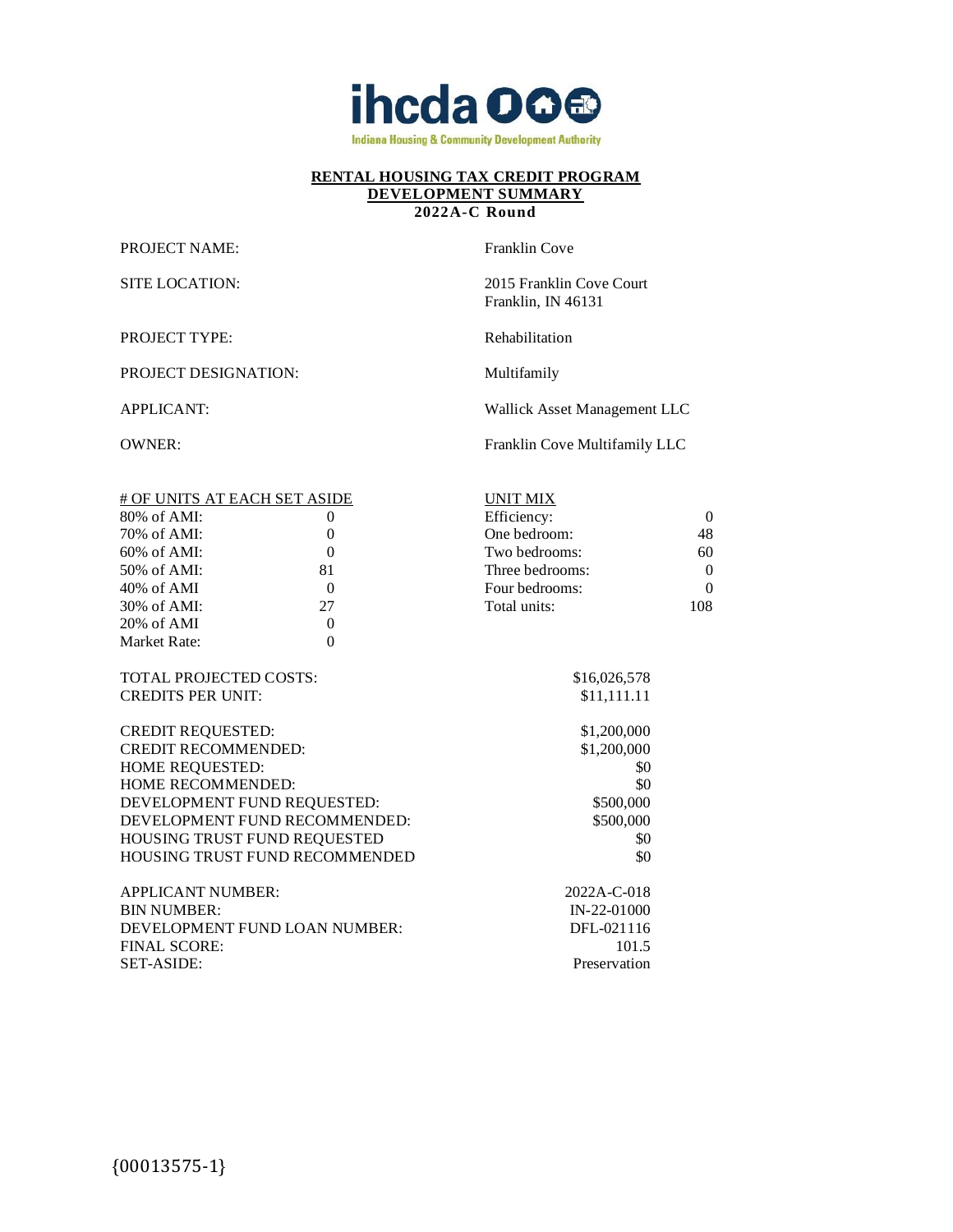ihcda

Indiana Housing & Community Development Authority

**RENTAL HOUSING TAX CREDIT PROGRAM**
**DEVELOPMENT SUMMARY**
**2022A-C Round**

| | |
|---|---|
| PROJECT NAME: | Franklin Cove |
| SITE LOCATION: | 2015 Franklin Cove Court<br>Franklin, IN 46131 |
| PROJECT TYPE: | Rehabilitation |
| PROJECT DESIGNATION: | Multifamily |
| APPLICANT: | Wallick Asset Management LLC |
| OWNER: | Franklin Cove Multifamily LLC |

| # OF UNITS AT EACH SET ASIDE | | UNIT MIX | |
|---|---|---|---|
| 80% of AMI: | 0 | Efficiency: | 0 |
| 70% of AMI: | 0 | One bedroom: | 48 |
| 60% of AMI: | 0 | Two bedrooms: | 60 |
| 50% of AMI: | 81 | Three bedrooms: | 0 |
| 40% of AMI | 0 | Four bedrooms: | 0 |
| 30% of AMI: | 27 | Total units: | 108 |
| 20% of AMI | 0 | | |
| Market Rate: | 0 | | |

| | |
|---|---|
| TOTAL PROJECTED COSTS: | $16,026,578 |
| CREDITS PER UNIT: | $11,111.11 |
| CREDIT REQUESTED: | $1,200,000 |
| CREDIT RECOMMENDED: | $1,200,000 |
| HOME REQUESTED: | $0 |
| HOME RECOMMENDED: | $0 |
| DEVELOPMENT FUND REQUESTED: | $500,000 |
| DEVELOPMENT FUND RECOMMENDED: | $500,000 |
| HOUSING TRUST FUND REQUESTED | $0 |
| HOUSING TRUST FUND RECOMMENDED | $0 |
| APPLICANT NUMBER: | 2022A-C-018 |
| BIN NUMBER: | IN-22-01000 |
| DEVELOPMENT FUND LOAN NUMBER: | DFL-021116 |
| FINAL SCORE: | 101.5 |
| SET-ASIDE: | Preservation |

{00013575-1}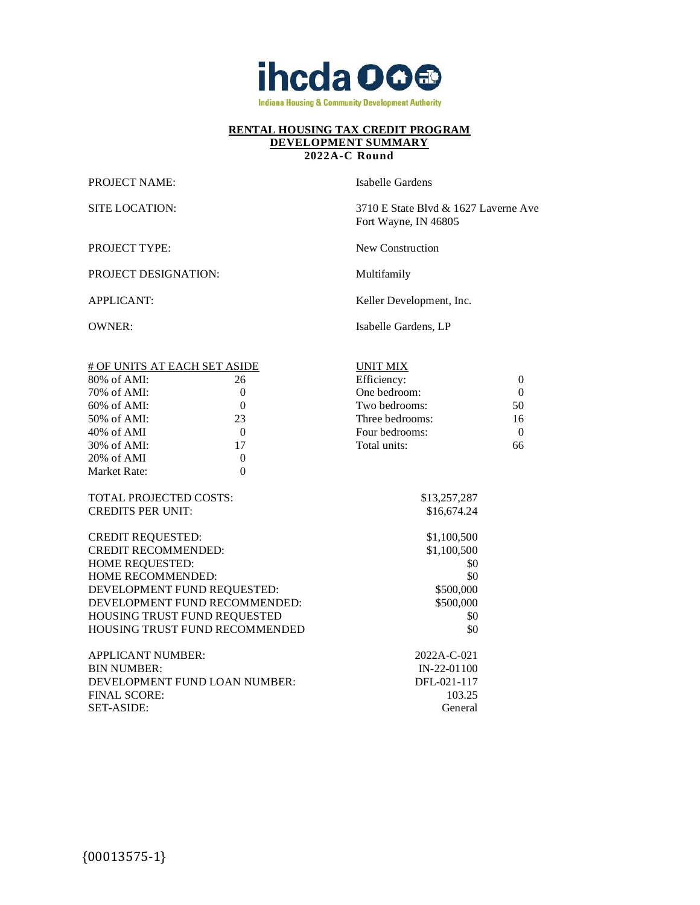ihcda

Indiana Housing & Community Development Authority

**RENTAL HOUSING TAX CREDIT PROGRAM**
**DEVELOPMENT SUMMARY**
**2022A-C Round**

| | |
|---|---|
| PROJECT NAME: | Isabelle Gardens |
| SITE LOCATION: | 3710 E State Blvd & 1627 Laverne Ave<br>Fort Wayne, IN 46805 |
| PROJECT TYPE: | New Construction |
| PROJECT DESIGNATION: | Multifamily |
| APPLICANT: | Keller Development, Inc. |
| OWNER: | Isabelle Gardens, LP |

| # OF UNITS AT EACH SET ASIDE | | UNIT MIX | |
|---|---|---|---|
| 80% of AMI: | 26 | Efficiency: | 0 |
| 70% of AMI: | 0 | One bedroom: | 0 |
| 60% of AMI: | 0 | Two bedrooms: | 50 |
| 50% of AMI: | 23 | Three bedrooms: | 16 |
| 40% of AMI | 0 | Four bedrooms: | 0 |
| 30% of AMI: | 17 | Total units: | 66 |
| 20% of AMI | 0 | | |
| Market Rate: | 0 | | |

| | |
|---|---|
| TOTAL PROJECTED COSTS: | $13,257,287 |
| CREDITS PER UNIT: | $16,674.24 |
| CREDIT REQUESTED: | $1,100,500 |
| CREDIT RECOMMENDED: | $1,100,500 |
| HOME REQUESTED: | $0 |
| HOME RECOMMENDED: | $0 |
| DEVELOPMENT FUND REQUESTED: | $500,000 |
| DEVELOPMENT FUND RECOMMENDED: | $500,000 |
| HOUSING TRUST FUND REQUESTED | $0 |
| HOUSING TRUST FUND RECOMMENDED | $0 |
| APPLICANT NUMBER: | 2022A-C-021 |
| BIN NUMBER: | IN-22-01100 |
| DEVELOPMENT FUND LOAN NUMBER: | DFL-021-117 |
| FINAL SCORE: | 103.25 |
| SET-ASIDE: | General |

{00013575-1}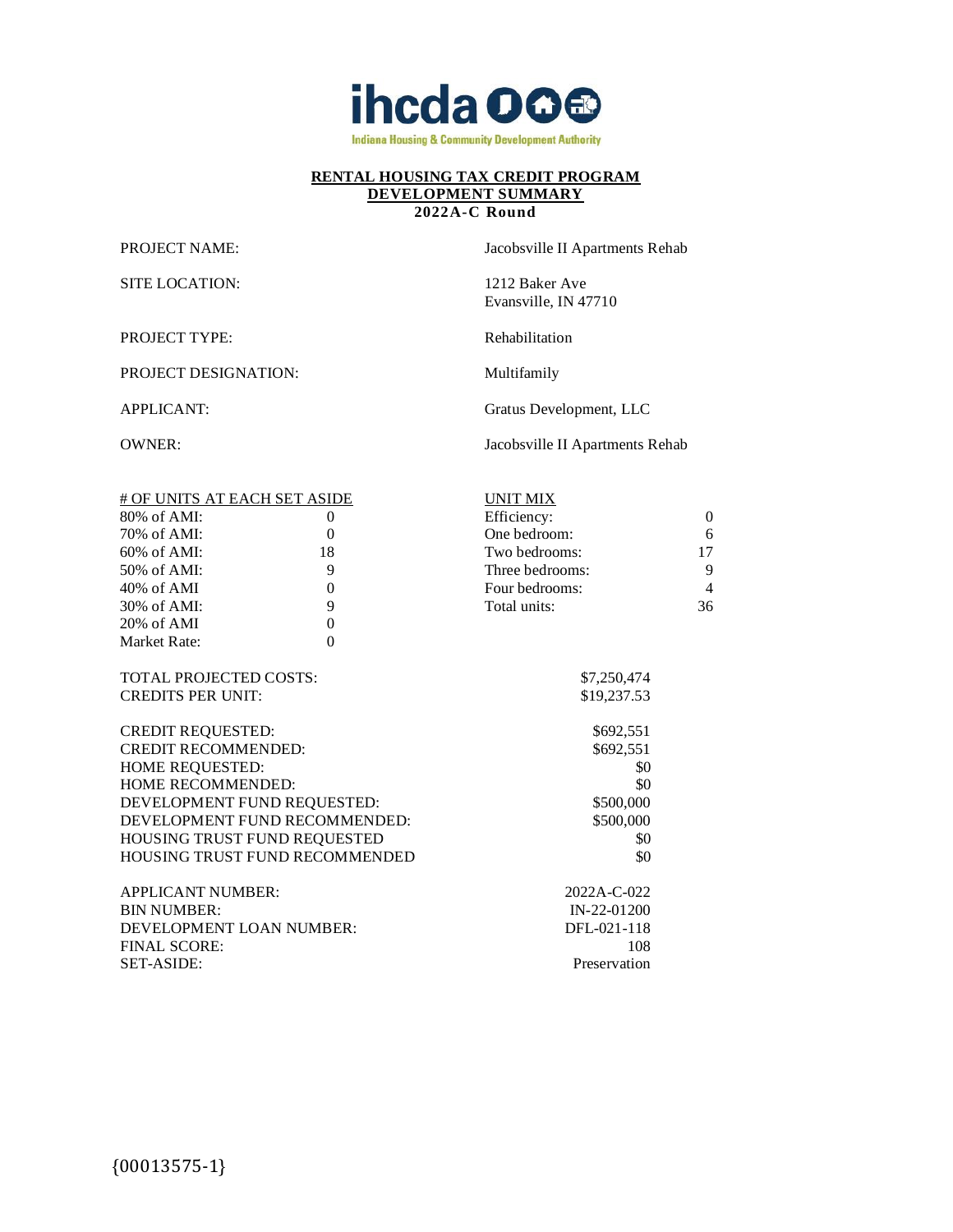**ihcda**

Indiana Housing & Community Development Authority

**RENTAL HOUSING TAX CREDIT PROGRAM**
**DEVELOPMENT SUMMARY**
**2022A-C Round**

| | |
|---|---|
| PROJECT NAME: | Jacobsville II Apartments Rehab |
| SITE LOCATION: | 1212 Baker Ave<br>Evansville, IN 47710 |
| PROJECT TYPE: | Rehabilitation |
| PROJECT DESIGNATION: | Multifamily |
| APPLICANT: | Gratus Development, LLC |
| OWNER: | Jacobsville II Apartments Rehab |

| # OF UNITS AT EACH SET ASIDE | | UNIT MIX | |
|---|---|---|---|
| 80% of AMI: | 0 | Efficiency: | 0 |
| 70% of AMI: | 0 | One bedroom: | 6 |
| 60% of AMI: | 18 | Two bedrooms: | 17 |
| 50% of AMI: | 9 | Three bedrooms: | 9 |
| 40% of AMI | 0 | Four bedrooms: | 4 |
| 30% of AMI: | 9 | Total units: | 36 |
| 20% of AMI | 0 | | |
| Market Rate: | 0 | | |

| | |
|---|---|
| TOTAL PROJECTED COSTS: | $7,250,474 |
| CREDITS PER UNIT: | $19,237.53 |
| CREDIT REQUESTED: | $692,551 |
| CREDIT RECOMMENDED: | $692,551 |
| HOME REQUESTED: | $0 |
| HOME RECOMMENDED: | $0 |
| DEVELOPMENT FUND REQUESTED: | $500,000 |
| DEVELOPMENT FUND RECOMMENDED: | $500,000 |
| HOUSING TRUST FUND REQUESTED | $0 |
| HOUSING TRUST FUND RECOMMENDED | $0 |
| APPLICANT NUMBER: | 2022A-C-022 |
| BIN NUMBER: | IN-22-01200 |
| DEVELOPMENT LOAN NUMBER: | DFL-021-118 |
| FINAL SCORE: | 108 |
| SET-ASIDE: | Preservation |

{00013575-1}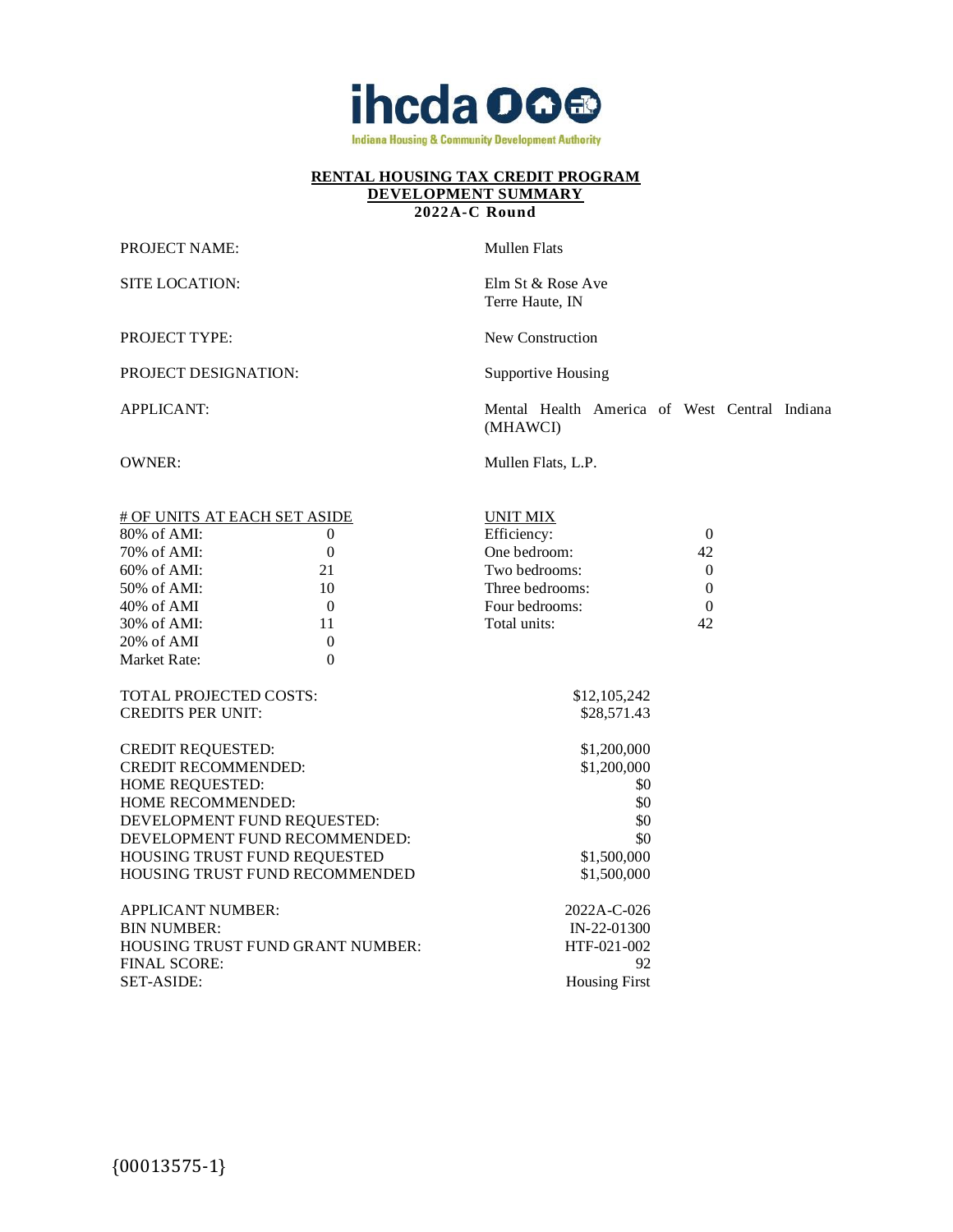**ihcda**

Indiana Housing & Community Development Authority

**RENTAL HOUSING TAX CREDIT PROGRAM**
**DEVELOPMENT SUMMARY**
**2022A-C Round**

| | |
|---|---|
| PROJECT NAME: | Mullen Flats |
| SITE LOCATION: | Elm St & Rose Ave<br>Terre Haute, IN |
| PROJECT TYPE: | New Construction |
| PROJECT DESIGNATION: | Supportive Housing |
| APPLICANT: | Mental Health America of West Central Indiana (MHAWCI) |
| OWNER: | Mullen Flats, L.P. |

| # OF UNITS AT EACH SET ASIDE | | UNIT MIX | |
|---|---|---|---|
| 80% of AMI: | 0 | Efficiency: | 0 |
| 70% of AMI: | 0 | One bedroom: | 42 |
| 60% of AMI: | 21 | Two bedrooms: | 0 |
| 50% of AMI: | 10 | Three bedrooms: | 0 |
| 40% of AMI | 0 | Four bedrooms: | 0 |
| 30% of AMI: | 11 | Total units: | 42 |
| 20% of AMI | 0 | | |
| Market Rate: | 0 | | |

| | |
|---|---|
| TOTAL PROJECTED COSTS: | $12,105,242 |
| CREDITS PER UNIT: | $28,571.43 |
| CREDIT REQUESTED: | $1,200,000 |
| CREDIT RECOMMENDED: | $1,200,000 |
| HOME REQUESTED: | $0 |
| HOME RECOMMENDED: | $0 |
| DEVELOPMENT FUND REQUESTED: | $0 |
| DEVELOPMENT FUND RECOMMENDED: | $0 |
| HOUSING TRUST FUND REQUESTED | $1,500,000 |
| HOUSING TRUST FUND RECOMMENDED | $1,500,000 |
| APPLICANT NUMBER: | 2022A-C-026 |
| BIN NUMBER: | IN-22-01300 |
| HOUSING TRUST FUND GRANT NUMBER: | HTF-021-002 |
| FINAL SCORE: | 92 |
| SET-ASIDE: | Housing First |

{00013575-1}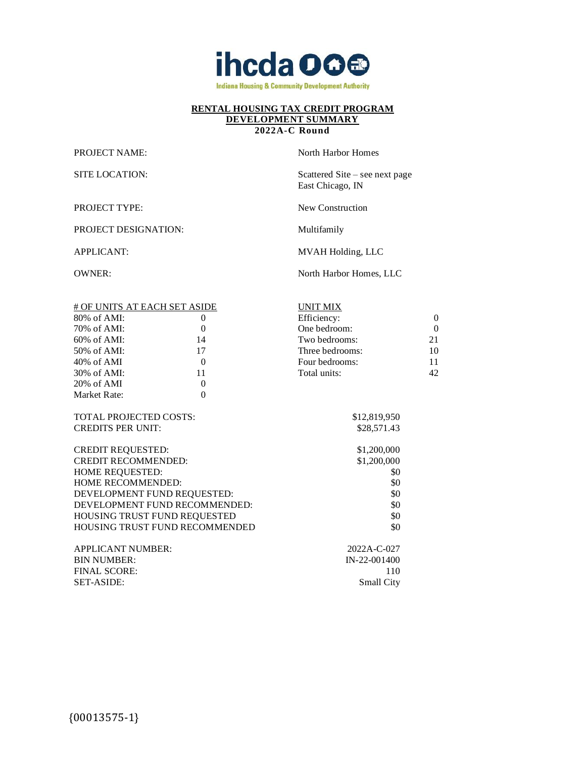ihcda

Indiana Housing & Community Development Authority

**RENTAL HOUSING TAX CREDIT PROGRAM**
**DEVELOPMENT SUMMARY**
**2022A-C Round**

| | |
|---|---|
| PROJECT NAME: | North Harbor Homes |
| SITE LOCATION: | Scattered Site – see next page<br>East Chicago, IN |
| PROJECT TYPE: | New Construction |
| PROJECT DESIGNATION: | Multifamily |
| APPLICANT: | MVAH Holding, LLC |
| OWNER: | North Harbor Homes, LLC |

| # OF UNITS AT EACH SET ASIDE | |
|---|---|
| 80% of AMI: | 0 |
| 70% of AMI: | 0 |
| 60% of AMI: | 14 |
| 50% of AMI: | 17 |
| 40% of AMI | 0 |
| 30% of AMI: | 11 |
| 20% of AMI | 0 |
| Market Rate: | 0 |

| UNIT MIX | |
|---|---|
| Efficiency: | 0 |
| One bedroom: | 0 |
| Two bedrooms: | 21 |
| Three bedrooms: | 10 |
| Four bedrooms: | 11 |
| Total units: | 42 |

| | |
|---|---|
| TOTAL PROJECTED COSTS: | $12,819,950 |
| CREDITS PER UNIT: | $28,571.43 |
| CREDIT REQUESTED: | $1,200,000 |
| CREDIT RECOMMENDED: | $1,200,000 |
| HOME REQUESTED: | $0 |
| HOME RECOMMENDED: | $0 |
| DEVELOPMENT FUND REQUESTED: | $0 |
| DEVELOPMENT FUND RECOMMENDED: | $0 |
| HOUSING TRUST FUND REQUESTED | $0 |
| HOUSING TRUST FUND RECOMMENDED | $0 |
| APPLICANT NUMBER: | 2022A-C-027 |
| BIN NUMBER: | IN-22-001400 |
| FINAL SCORE: | 110 |
| SET-ASIDE: | Small City |

{00013575-1}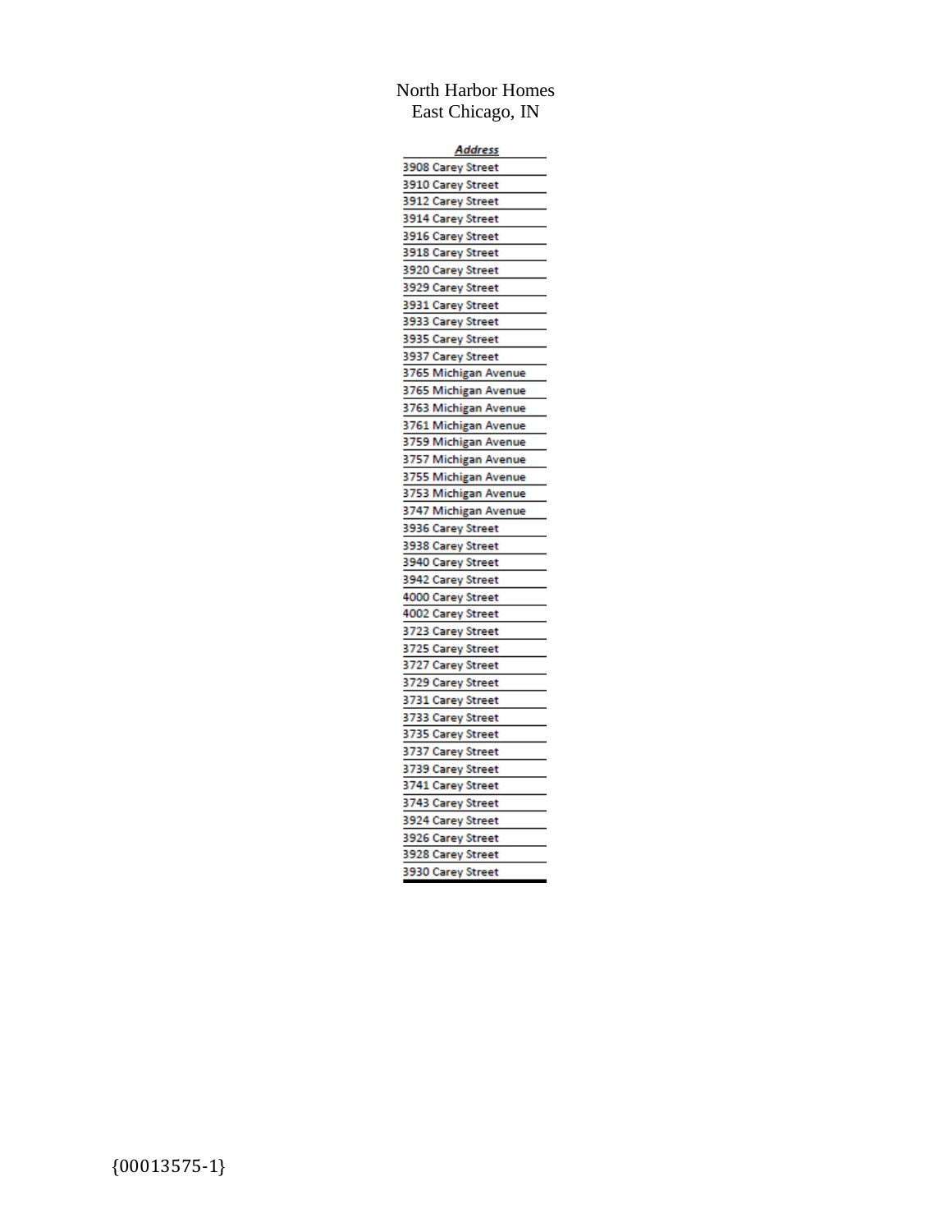North Harbor Homes
East Chicago, IN

| ***Address*** |
| --- |
| 3908 Carey Street |
| 3910 Carey Street |
| 3912 Carey Street |
| 3914 Carey Street |
| 3916 Carey Street |
| 3918 Carey Street |
| 3920 Carey Street |
| 3929 Carey Street |
| 3931 Carey Street |
| 3933 Carey Street |
| 3935 Carey Street |
| 3937 Carey Street |
| 3765 Michigan Avenue |
| 3765 Michigan Avenue |
| 3763 Michigan Avenue |
| 3761 Michigan Avenue |
| 3759 Michigan Avenue |
| 3757 Michigan Avenue |
| 3755 Michigan Avenue |
| 3753 Michigan Avenue |
| 3747 Michigan Avenue |
| 3936 Carey Street |
| 3938 Carey Street |
| 3940 Carey Street |
| 3942 Carey Street |
| 4000 Carey Street |
| 4002 Carey Street |
| 3723 Carey Street |
| 3725 Carey Street |
| 3727 Carey Street |
| 3729 Carey Street |
| 3731 Carey Street |
| 3733 Carey Street |
| 3735 Carey Street |
| 3737 Carey Street |
| 3739 Carey Street |
| 3741 Carey Street |
| 3743 Carey Street |
| 3924 Carey Street |
| 3926 Carey Street |
| 3928 Carey Street |
| 3930 Carey Street |

{00013575-1}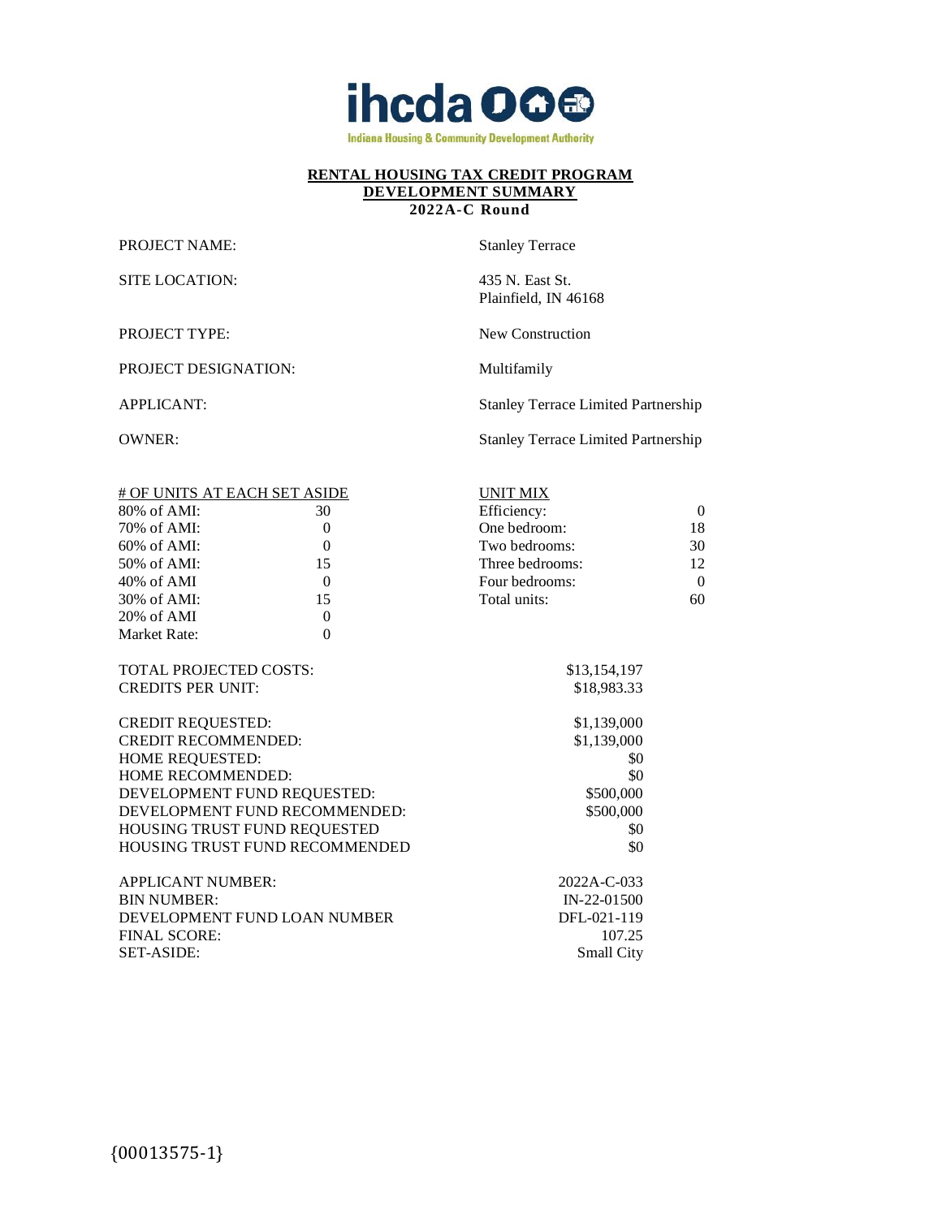**RENTAL HOUSING TAX CREDIT PROGRAM**
**DEVELOPMENT SUMMARY**
**2022A-C Round**

| | |
|---|---|
| PROJECT NAME: | Stanley Terrace |
| SITE LOCATION: | 435 N. East St.<br>Plainfield, IN 46168 |
| PROJECT TYPE: | New Construction |
| PROJECT DESIGNATION: | Multifamily |
| APPLICANT: | Stanley Terrace Limited Partnership |
| OWNER: | Stanley Terrace Limited Partnership |

| # OF UNITS AT EACH SET ASIDE | | UNIT MIX | |
|---|---|---|---|
| 80% of AMI: | 30 | Efficiency: | 0 |
| 70% of AMI: | 0 | One bedroom: | 18 |
| 60% of AMI: | 0 | Two bedrooms: | 30 |
| 50% of AMI: | 15 | Three bedrooms: | 12 |
| 40% of AMI | 0 | Four bedrooms: | 0 |
| 30% of AMI: | 15 | Total units: | 60 |
| 20% of AMI | 0 | | |
| Market Rate: | 0 | | |

| | |
|---|---|
| TOTAL PROJECTED COSTS: | $13,154,197 |
| CREDITS PER UNIT: | $18,983.33 |
| CREDIT REQUESTED: | $1,139,000 |
| CREDIT RECOMMENDED: | $1,139,000 |
| HOME REQUESTED: | $0 |
| HOME RECOMMENDED: | $0 |
| DEVELOPMENT FUND REQUESTED: | $500,000 |
| DEVELOPMENT FUND RECOMMENDED: | $500,000 |
| HOUSING TRUST FUND REQUESTED | $0 |
| HOUSING TRUST FUND RECOMMENDED | $0 |
| APPLICANT NUMBER: | 2022A-C-033 |
| BIN NUMBER: | IN-22-01500 |
| DEVELOPMENT FUND LOAN NUMBER | DFL-021-119 |
| FINAL SCORE: | 107.25 |
| SET-ASIDE: | Small City |

{00013575-1}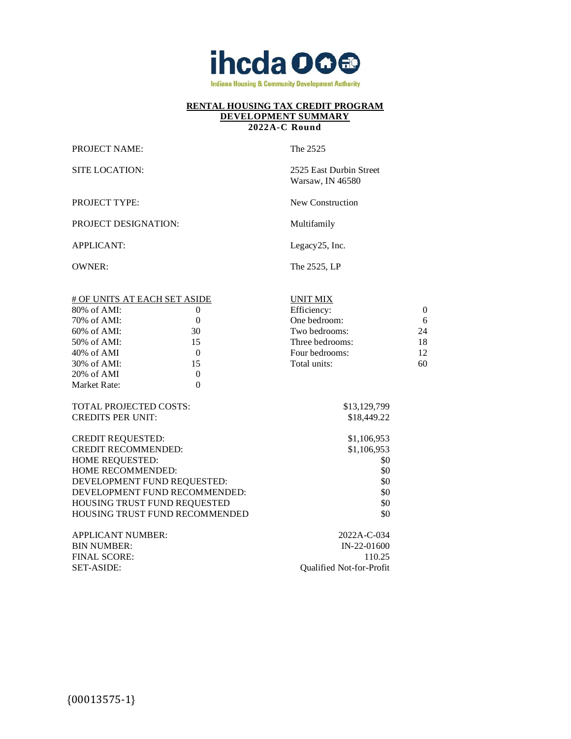ihcda

Indiana Housing & Community Development Authority

## RENTAL HOUSING TAX CREDIT PROGRAM
## DEVELOPMENT SUMMARY
### 2022A-C Round

| | |
|---|---|
| PROJECT NAME: | The 2525 |
| SITE LOCATION: | 2525 East Durbin Street<br>Warsaw, IN 46580 |
| PROJECT TYPE: | New Construction |
| PROJECT DESIGNATION: | Multifamily |
| APPLICANT: | Legacy25, Inc. |
| OWNER: | The 2525, LP |

| # OF UNITS AT EACH SET ASIDE | | UNIT MIX | |
|---|---|---|---|
| 80% of AMI: | 0 | Efficiency: | 0 |
| 70% of AMI: | 0 | One bedroom: | 6 |
| 60% of AMI: | 30 | Two bedrooms: | 24 |
| 50% of AMI: | 15 | Three bedrooms: | 18 |
| 40% of AMI | 0 | Four bedrooms: | 12 |
| 30% of AMI: | 15 | Total units: | 60 |
| 20% of AMI | 0 | | |
| Market Rate: | 0 | | |

| | |
|---|---|
| TOTAL PROJECTED COSTS: | $13,129,799 |
| CREDITS PER UNIT: | $18,449.22 |
| CREDIT REQUESTED: | $1,106,953 |
| CREDIT RECOMMENDED: | $1,106,953 |
| HOME REQUESTED: | $0 |
| HOME RECOMMENDED: | $0 |
| DEVELOPMENT FUND REQUESTED: | $0 |
| DEVELOPMENT FUND RECOMMENDED: | $0 |
| HOUSING TRUST FUND REQUESTED | $0 |
| HOUSING TRUST FUND RECOMMENDED | $0 |
| APPLICANT NUMBER: | 2022A-C-034 |
| BIN NUMBER: | IN-22-01600 |
| FINAL SCORE: | 110.25 |
| SET-ASIDE: | Qualified Not-for-Profit |

{00013575-1}